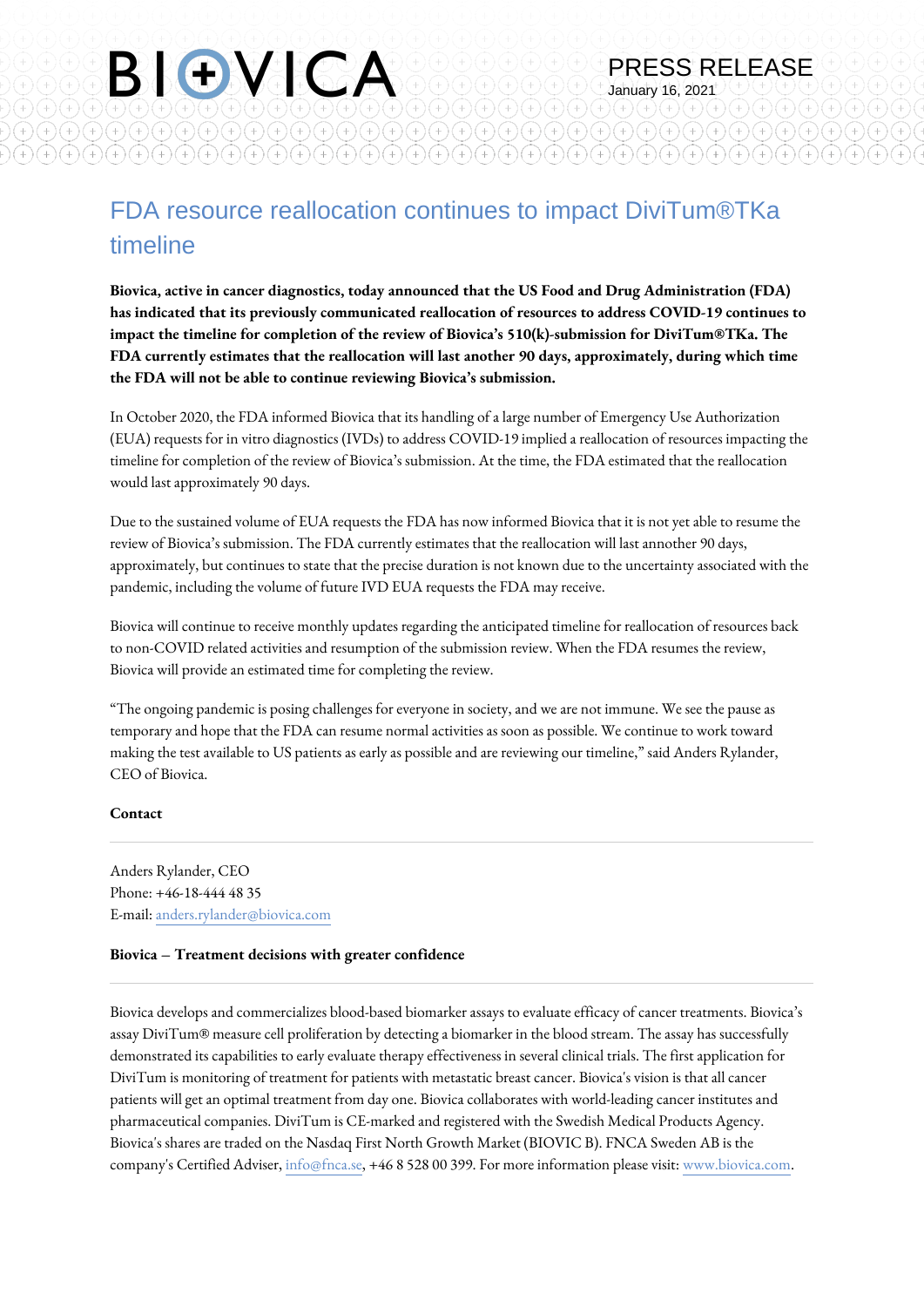PRESS RELEASE

January 16, 2021

# FDA resource reallocation continues to impact DiviTum®TKa timeline

**Biovica, active in cancer diagnostics, today announced that the US Food and Drug Administration (FDA) has indicated that its previously communicated reallocation of resources to address COVID-19 continues to impact the timeline for completion of the review of Biovica's 510(k)-submission for DiviTum®TKa. The FDA currently estimates that the reallocation will last another 90 days, approximately, during which time the FDA will not be able to continue reviewing Biovica's submission.**

In October 2020, the FDA informed Biovica that its handling of a large number of Emergency Use Authorization (EUA) requests for in vitro diagnostics (IVDs) to address COVID-19 implied a reallocation of resources impacting the timeline for completion of the review of Biovica's submission. At the time, the FDA estimated that the reallocation would last approximately 90 days.

Due to the sustained volume of EUA requests the FDA has now informed Biovica that it is not yet able to resume the review of Biovica's submission. The FDA currently estimates that the reallocation will last annother 90 days, approximately, but continues to state that the precise duration is not known due to the uncertainty associated with the pandemic, including the volume of future IVD EUA requests the FDA may receive.

Biovica will continue to receive monthly updates regarding the anticipated timeline for reallocation of resources back to non-COVID related activities and resumption of the submission review. When the FDA resumes the review, Biovica will provide an estimated time for completing the review.

"The ongoing pandemic is posing challenges for everyone in society, and we are not immune. We see the pause as temporary and hope that the FDA can resume normal activities as soon as possible. We continue to work toward making the test available to US patients as early as possible and are reviewing our timeline," said Anders Rylander, CEO of Biovica.

**Contact**

Anders Rylander, CEO
Phone: +46-18-444 48 35
E-mail: anders.rylander@biovica.com

**Biovica – Treatment decisions with greater confidence**

Biovica develops and commercializes blood-based biomarker assays to evaluate efficacy of cancer treatments. Biovica's assay DiviTum® measure cell proliferation by detecting a biomarker in the blood stream. The assay has successfully demonstrated its capabilities to early evaluate therapy effectiveness in several clinical trials. The first application for DiviTum is monitoring of treatment for patients with metastatic breast cancer. Biovica's vision is that all cancer patients will get an optimal treatment from day one. Biovica collaborates with world-leading cancer institutes and pharmaceutical companies. DiviTum is CE-marked and registered with the Swedish Medical Products Agency. Biovica's shares are traded on the Nasdaq First North Growth Market (BIOVIC B). FNCA Sweden AB is the company's Certified Adviser, info@fnca.se, +46 8 528 00 399. For more information please visit: www.biovica.com.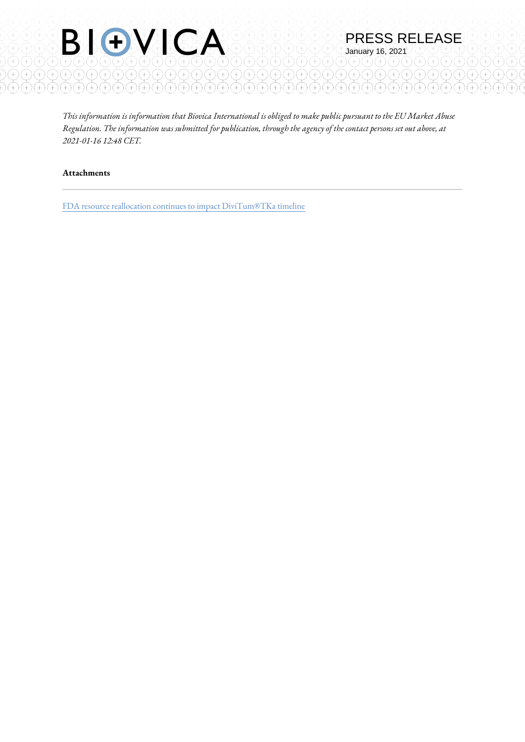*This information is information that Biovica International is obliged to make public pursuant to the EU Market Abuse Regulation. The information was submitted for publication, through the agency of the contact persons set out above, at 2021-01-16 12:48 CET.*

**Attachments**

---

FDA resource reallocation continues to impact DiviTum®TKa timeline